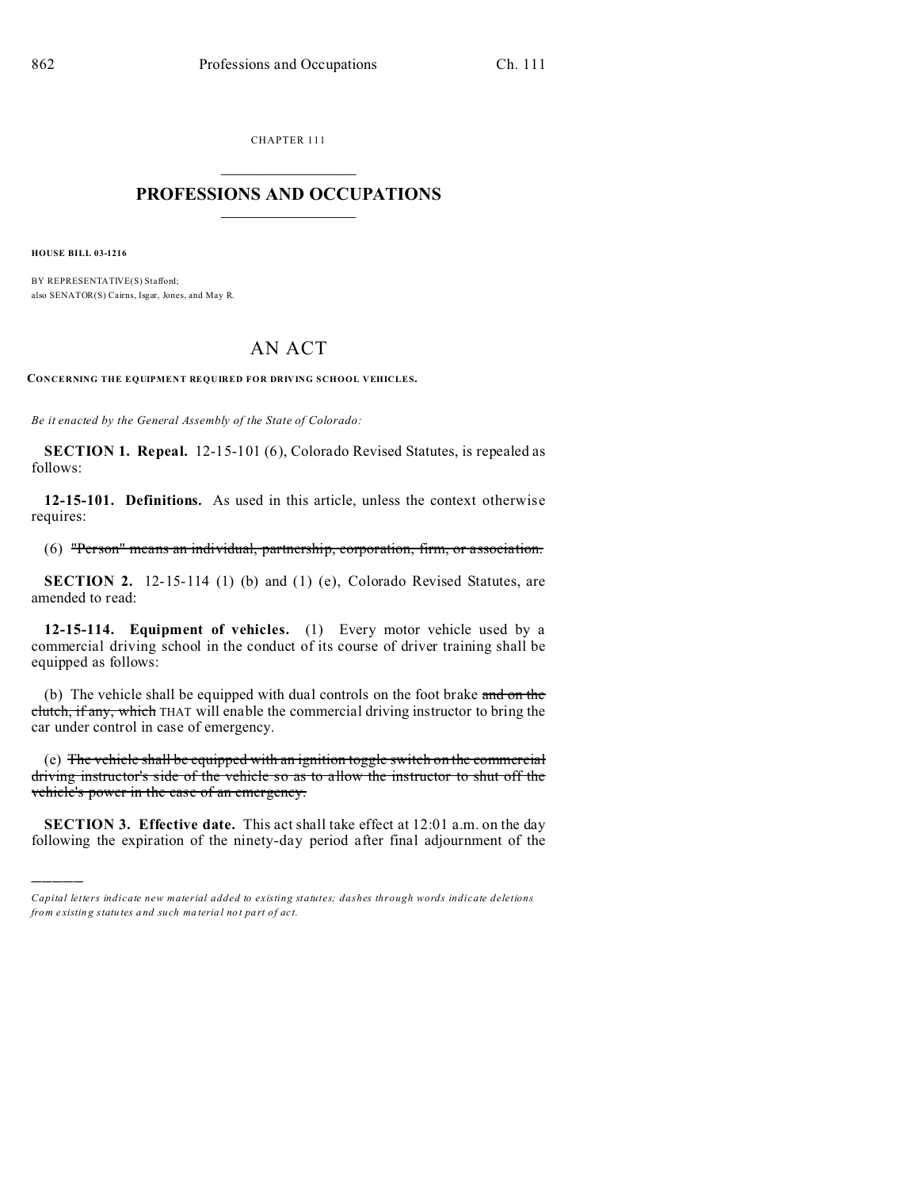CHAPTER 111

# PROFESSIONS AND OCCUPATIONS

**HOUSE BILL 03-1216**

BY REPRESENTATIVE(S) Stafford;
also SENATOR(S) Cairns, Isgar, Jones, and May R.

# AN ACT

**CONCERNING THE EQUIPMENT REQUIRED FOR DRIVING SCHOOL VEHICLES.**

*Be it enacted by the General Assembly of the State of Colorado:*

**SECTION 1. Repeal.** 12-15-101 (6), Colorado Revised Statutes, is repealed as follows:

**12-15-101. Definitions.** As used in this article, unless the context otherwise requires:

(6) ~~"Person" means an individual, partnership, corporation, firm, or association.~~

**SECTION 2.** 12-15-114 (1) (b) and (1) (e), Colorado Revised Statutes, are amended to read:

**12-15-114. Equipment of vehicles.** (1) Every motor vehicle used by a commercial driving school in the conduct of its course of driver training shall be equipped as follows:

(b) The vehicle shall be equipped with dual controls on the foot brake ~~and on the clutch, if any, which~~ THAT will enable the commercial driving instructor to bring the car under control in case of emergency.

(e) ~~The vehicle shall be equipped with an ignition toggle switch on the commercial driving instructor's side of the vehicle so as to allow the instructor to shut off the vehicle's power in the case of an emergency.~~

**SECTION 3. Effective date.** This act shall take effect at 12:01 a.m. on the day following the expiration of the ninety-day period after final adjournment of the

---

*Capital letters indicate new material added to existing statutes; dashes through words indicate deletions from existing statutes and such material not part of act.*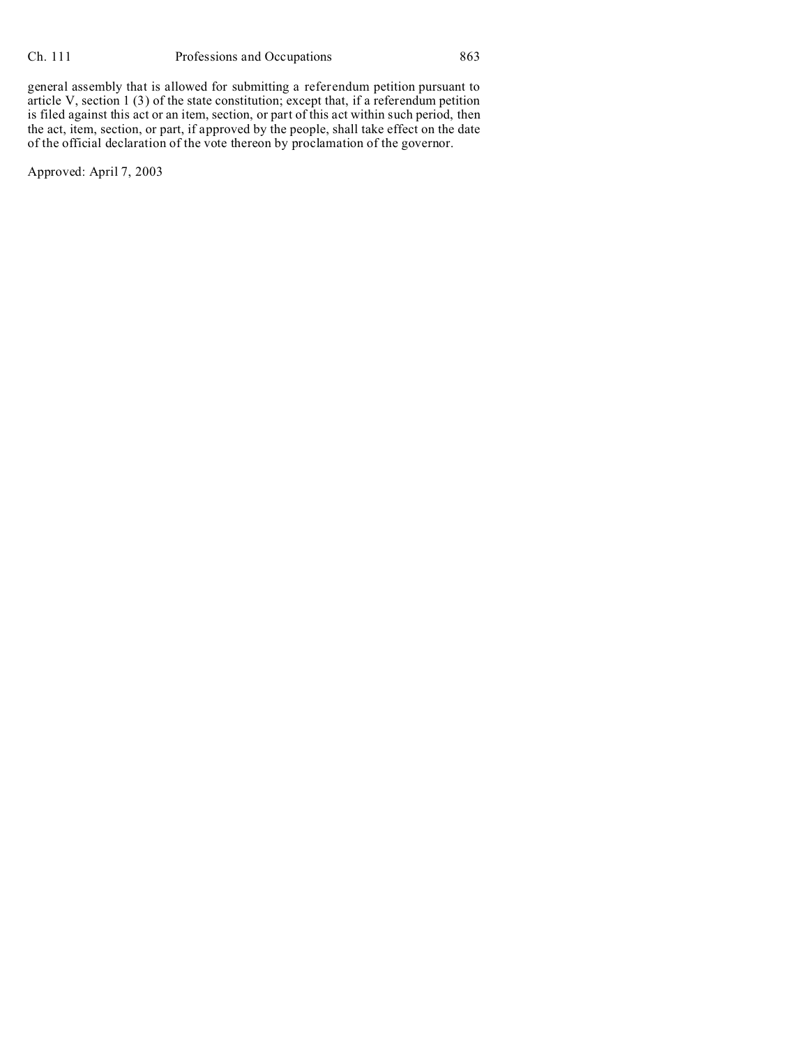general assembly that is allowed for submitting a referendum petition pursuant to article V, section 1 (3) of the state constitution; except that, if a referendum petition is filed against this act or an item, section, or part of this act within such period, then the act, item, section, or part, if approved by the people, shall take effect on the date of the official declaration of the vote thereon by proclamation of the governor.

Approved: April 7, 2003